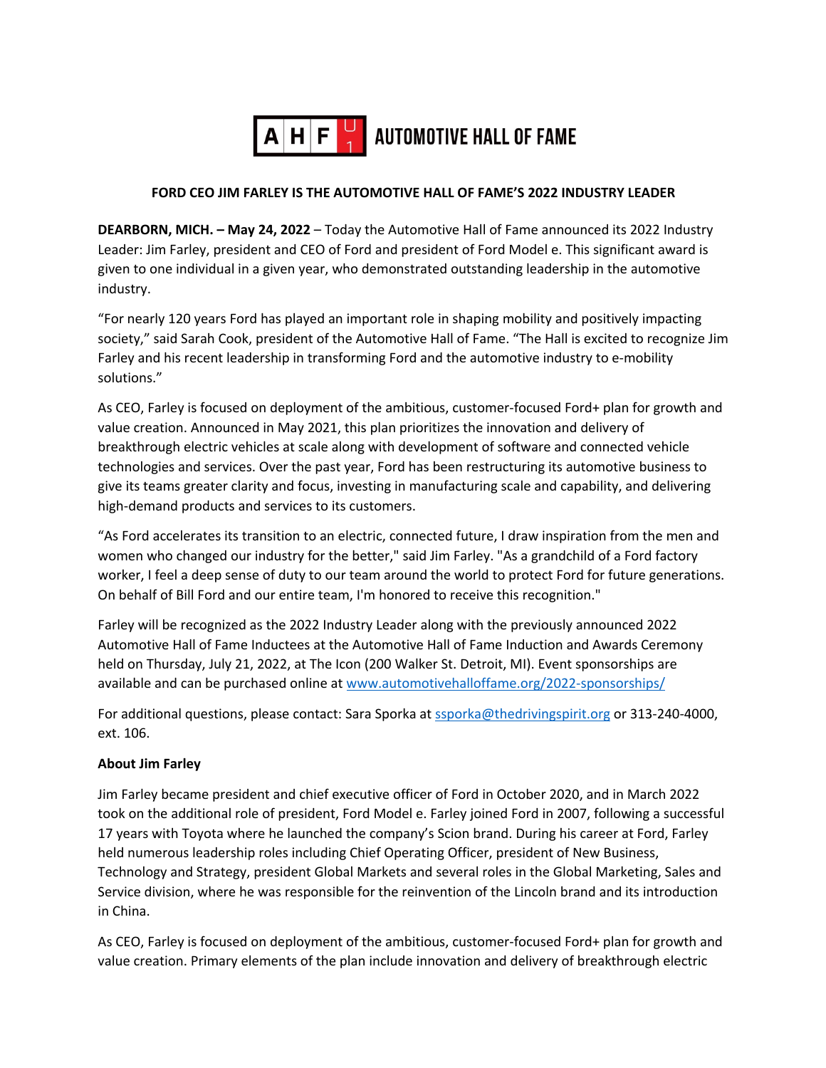AUTOMOTIVE HALL OF FAME

# FORD CEO JIM FARLEY IS THE AUTOMOTIVE HALL OF FAME'S 2022 INDUSTRY LEADER

**DEARBORN, MICH. – May 24, 2022** – Today the Automotive Hall of Fame announced its 2022 Industry Leader: Jim Farley, president and CEO of Ford and president of Ford Model e. This significant award is given to one individual in a given year, who demonstrated outstanding leadership in the automotive industry.

"For nearly 120 years Ford has played an important role in shaping mobility and positively impacting society," said Sarah Cook, president of the Automotive Hall of Fame. "The Hall is excited to recognize Jim Farley and his recent leadership in transforming Ford and the automotive industry to e-mobility solutions."

As CEO, Farley is focused on deployment of the ambitious, customer-focused Ford+ plan for growth and value creation. Announced in May 2021, this plan prioritizes the innovation and delivery of breakthrough electric vehicles at scale along with development of software and connected vehicle technologies and services. Over the past year, Ford has been restructuring its automotive business to give its teams greater clarity and focus, investing in manufacturing scale and capability, and delivering high-demand products and services to its customers.

"As Ford accelerates its transition to an electric, connected future, I draw inspiration from the men and women who changed our industry for the better," said Jim Farley. "As a grandchild of a Ford factory worker, I feel a deep sense of duty to our team around the world to protect Ford for future generations. On behalf of Bill Ford and our entire team, I'm honored to receive this recognition."

Farley will be recognized as the 2022 Industry Leader along with the previously announced 2022 Automotive Hall of Fame Inductees at the Automotive Hall of Fame Induction and Awards Ceremony held on Thursday, July 21, 2022, at The Icon (200 Walker St. Detroit, MI). Event sponsorships are available and can be purchased online at www.automotivehalloffame.org/2022-sponsorships/

For additional questions, please contact: Sara Sporka at ssporka@thedrivingspirit.org or 313-240-4000, ext. 106.

**About Jim Farley**

Jim Farley became president and chief executive officer of Ford in October 2020, and in March 2022 took on the additional role of president, Ford Model e. Farley joined Ford in 2007, following a successful 17 years with Toyota where he launched the company's Scion brand. During his career at Ford, Farley held numerous leadership roles including Chief Operating Officer, president of New Business, Technology and Strategy, president Global Markets and several roles in the Global Marketing, Sales and Service division, where he was responsible for the reinvention of the Lincoln brand and its introduction in China.

As CEO, Farley is focused on deployment of the ambitious, customer-focused Ford+ plan for growth and value creation. Primary elements of the plan include innovation and delivery of breakthrough electric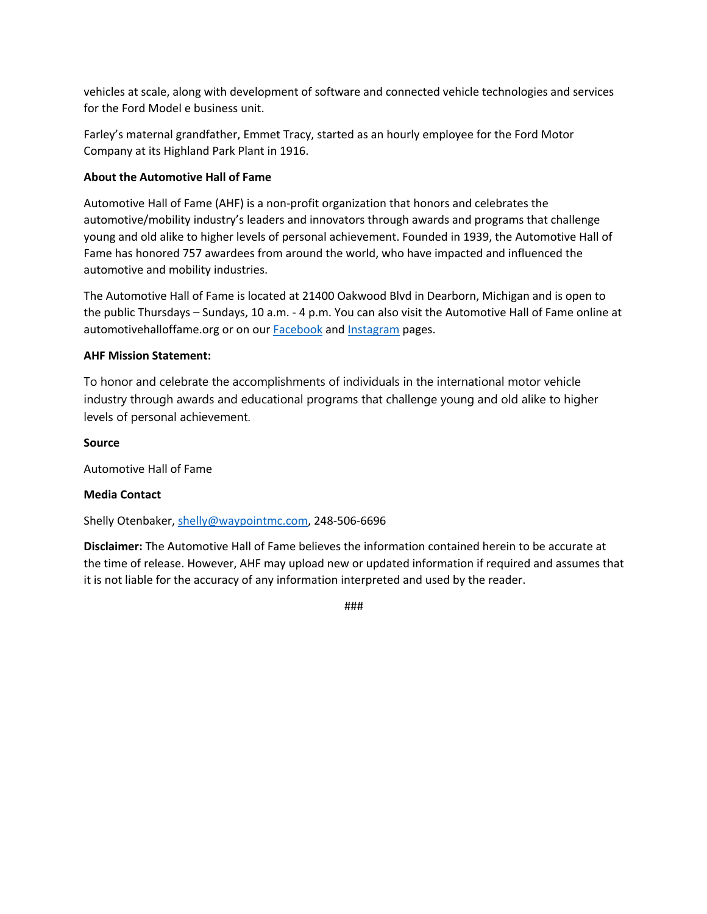vehicles at scale, along with development of software and connected vehicle technologies and services for the Ford Model e business unit.

Farley's maternal grandfather, Emmet Tracy, started as an hourly employee for the Ford Motor Company at its Highland Park Plant in 1916.

**About the Automotive Hall of Fame**

Automotive Hall of Fame (AHF) is a non-profit organization that honors and celebrates the automotive/mobility industry's leaders and innovators through awards and programs that challenge young and old alike to higher levels of personal achievement. Founded in 1939, the Automotive Hall of Fame has honored 757 awardees from around the world, who have impacted and influenced the automotive and mobility industries.

The Automotive Hall of Fame is located at 21400 Oakwood Blvd in Dearborn, Michigan and is open to the public Thursdays – Sundays, 10 a.m. - 4 p.m. You can also visit the Automotive Hall of Fame online at automotivehalloffame.org or on our Facebook and Instagram pages.

**AHF Mission Statement:**

To honor and celebrate the accomplishments of individuals in the international motor vehicle industry through awards and educational programs that challenge young and old alike to higher levels of personal achievement.

**Source**

Automotive Hall of Fame

**Media Contact**

Shelly Otenbaker, shelly@waypointmc.com, 248-506-6696

**Disclaimer:** The Automotive Hall of Fame believes the information contained herein to be accurate at the time of release. However, AHF may upload new or updated information if required and assumes that it is not liable for the accuracy of any information interpreted and used by the reader.

###